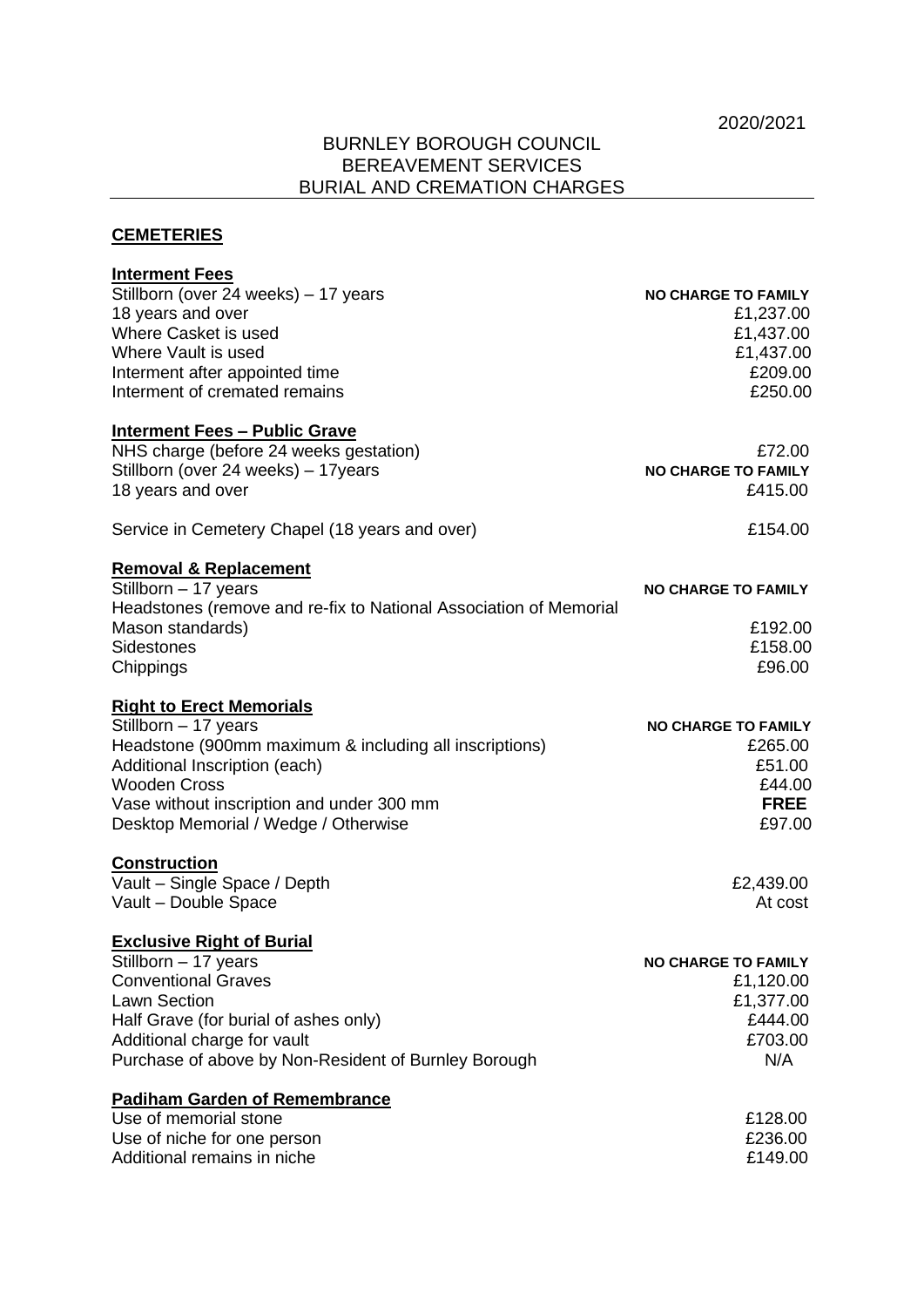2020/2021

# BURNLEY BOROUGH COUNCIL
# BEREAVEMENT SERVICES
# BURIAL AND CREMATION CHARGES

## CEMETERIES

### Interment Fees

| | |
|---|---|
| Stillborn (over 24 weeks) – 17 years | **NO CHARGE TO FAMILY** |
| 18 years and over | £1,237.00 |
| Where Casket is used | £1,437.00 |
| Where Vault is used | £1,437.00 |
| Interment after appointed time | £209.00 |
| Interment of cremated remains | £250.00 |

### Interment Fees – Public Grave

| | |
|---|---|
| NHS charge (before 24 weeks gestation) | £72.00 |
| Stillborn (over 24 weeks) – 17years | **NO CHARGE TO FAMILY** |
| 18 years and over | £415.00 |
| Service in Cemetery Chapel (18 years and over) | £154.00 |

### Removal & Replacement

| | |
|---|---|
| Stillborn – 17 years | **NO CHARGE TO FAMILY** |
| Headstones (remove and re-fix to National Association of Memorial Mason standards) | £192.00 |
| Sidestones | £158.00 |
| Chippings | £96.00 |

### Right to Erect Memorials

| | |
|---|---|
| Stillborn – 17 years | **NO CHARGE TO FAMILY** |
| Headstone (900mm maximum & including all inscriptions) | £265.00 |
| Additional Inscription (each) | £51.00 |
| Wooden Cross | £44.00 |
| Vase without inscription and under 300 mm | **FREE** |
| Desktop Memorial / Wedge / Otherwise | £97.00 |

### Construction

| | |
|---|---|
| Vault – Single Space / Depth | £2,439.00 |
| Vault – Double Space | At cost |

### Exclusive Right of Burial

| | |
|---|---|
| Stillborn – 17 years | **NO CHARGE TO FAMILY** |
| Conventional Graves | £1,120.00 |
| Lawn Section | £1,377.00 |
| Half Grave (for burial of ashes only) | £444.00 |
| Additional charge for vault | £703.00 |
| Purchase of above by Non-Resident of Burnley Borough | N/A |

### Padiham Garden of Remembrance

| | |
|---|---|
| Use of memorial stone | £128.00 |
| Use of niche for one person | £236.00 |
| Additional remains in niche | £149.00 |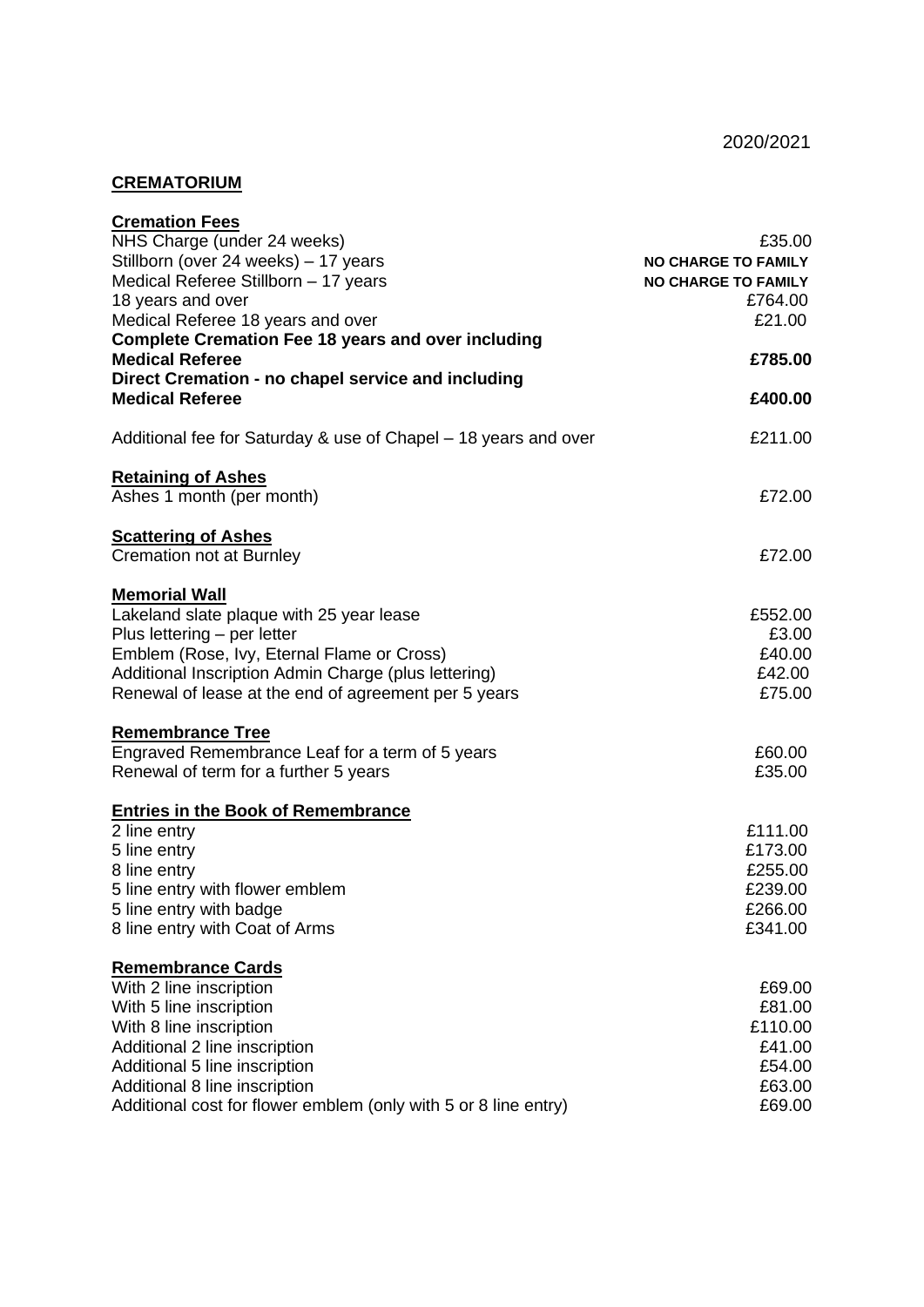2020/2021

## CREMATORIUM

### Cremation Fees

| | |
|---|---|
| NHS Charge (under 24 weeks) | £35.00 |
| Stillborn (over 24 weeks) – 17 years | **NO CHARGE TO FAMILY** |
| Medical Referee Stillborn – 17 years | **NO CHARGE TO FAMILY** |
| 18 years and over | £764.00 |
| Medical Referee 18 years and over | £21.00 |
| **Complete Cremation Fee 18 years and over including Medical Referee** | **£785.00** |
| **Direct Cremation - no chapel service and including Medical Referee** | **£400.00** |
| Additional fee for Saturday & use of Chapel – 18 years and over | £211.00 |

### Retaining of Ashes

| | |
|---|---|
| Ashes 1 month (per month) | £72.00 |

### Scattering of Ashes

| | |
|---|---|
| Cremation not at Burnley | £72.00 |

### Memorial Wall

| | |
|---|---|
| Lakeland slate plaque with 25 year lease | £552.00 |
| Plus lettering – per letter | £3.00 |
| Emblem (Rose, Ivy, Eternal Flame or Cross) | £40.00 |
| Additional Inscription Admin Charge (plus lettering) | £42.00 |
| Renewal of lease at the end of agreement per 5 years | £75.00 |

### Remembrance Tree

| | |
|---|---|
| Engraved Remembrance Leaf for a term of 5 years | £60.00 |
| Renewal of term for a further 5 years | £35.00 |

### Entries in the Book of Remembrance

| | |
|---|---|
| 2 line entry | £111.00 |
| 5 line entry | £173.00 |
| 8 line entry | £255.00 |
| 5 line entry with flower emblem | £239.00 |
| 5 line entry with badge | £266.00 |
| 8 line entry with Coat of Arms | £341.00 |

### Remembrance Cards

| | |
|---|---|
| With 2 line inscription | £69.00 |
| With 5 line inscription | £81.00 |
| With 8 line inscription | £110.00 |
| Additional 2 line inscription | £41.00 |
| Additional 5 line inscription | £54.00 |
| Additional 8 line inscription | £63.00 |
| Additional cost for flower emblem (only with 5 or 8 line entry) | £69.00 |